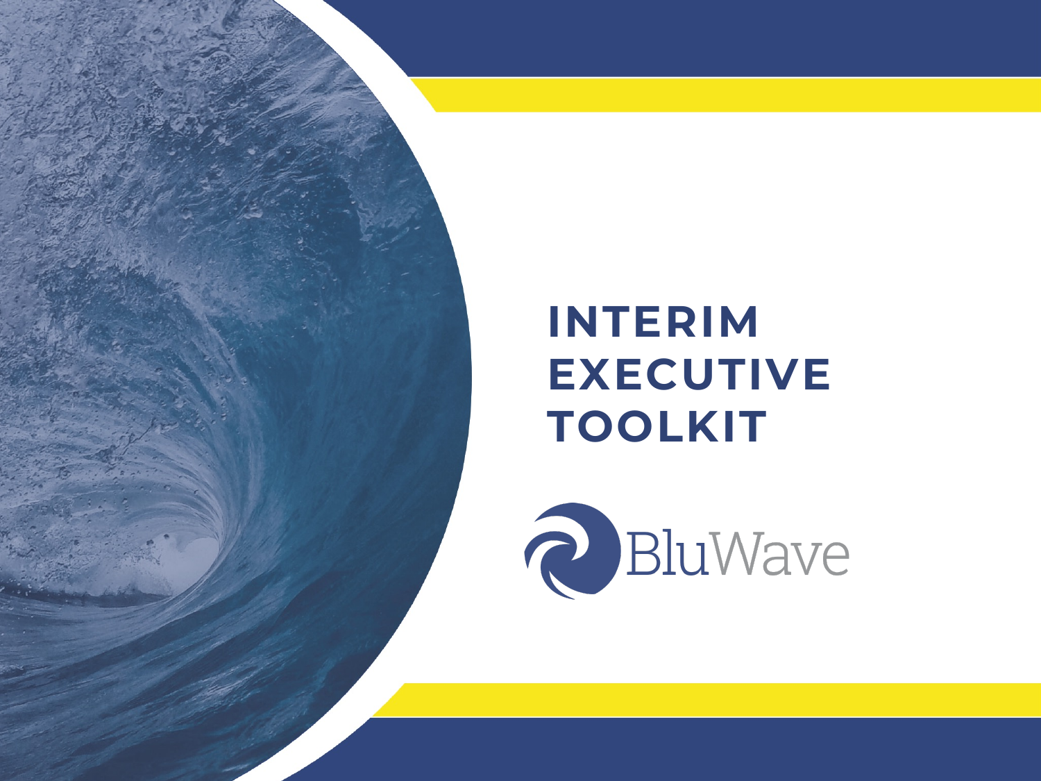# INTERIM EXECUTIVE TOOLKIT

BluWave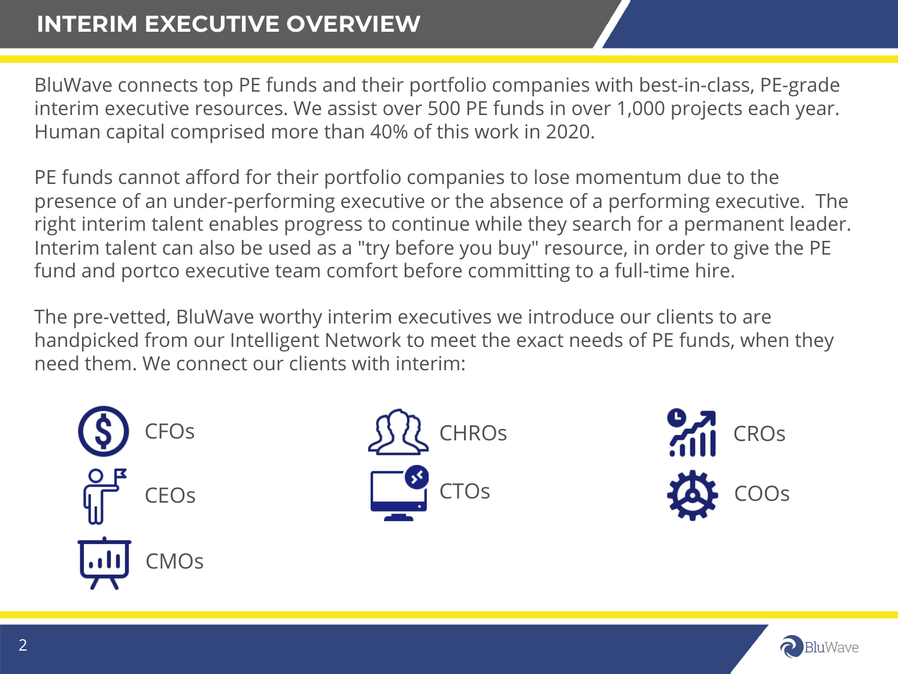# INTERIM EXECUTIVE OVERVIEW

BluWave connects top PE funds and their portfolio companies with best-in-class, PE-grade interim executive resources. We assist over 500 PE funds in over 1,000 projects each year. Human capital comprised more than 40% of this work in 2020.

PE funds cannot afford for their portfolio companies to lose momentum due to the presence of an under-performing executive or the absence of a performing executive. The right interim talent enables progress to continue while they search for a permanent leader. Interim talent can also be used as a "try before you buy" resource, in order to give the PE fund and portco executive team comfort before committing to a full-time hire.

The pre-vetted, BluWave worthy interim executives we introduce our clients to are handpicked from our Intelligent Network to meet the exact needs of PE funds, when they need them. We connect our clients with interim:

- CFOs
- CEOs
- CMOs
- CHROs
- CTOs
- CROs
- COOs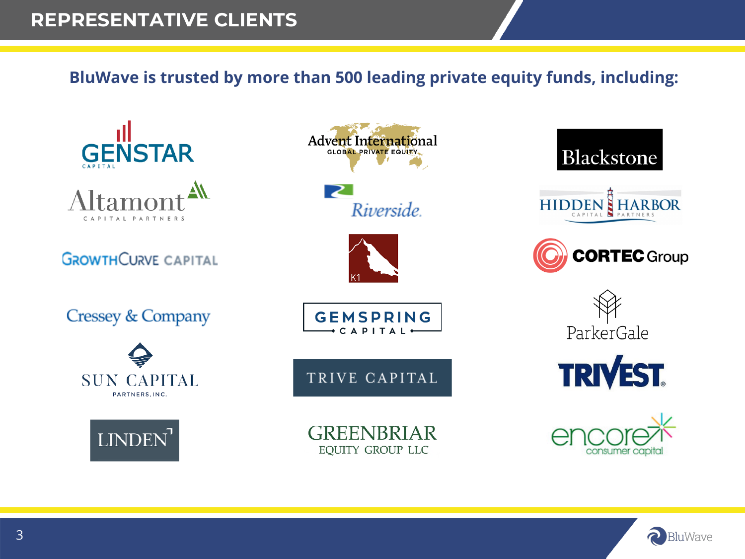# REPRESENTATIVE CLIENTS

**BluWave is trusted by more than 500 leading private equity funds, including:**

GENSTAR CAPITAL

Advent International GLOBAL PRIVATE EQUITY

Blackstone

Altamont CAPITAL PARTNERS

Riverside.

HIDDEN HARBOR CAPITAL PARTNERS

GROWTHCURVE CAPITAL

K1

CORTEC Group

Cressey & Company

GEMSPRING CAPITAL

ParkerGale

SUN CAPITAL PARTNERS, INC.

TRIVE CAPITAL

TRIVEST

LINDEN

GREENBRIAR EQUITY GROUP LLC

encore consumer capital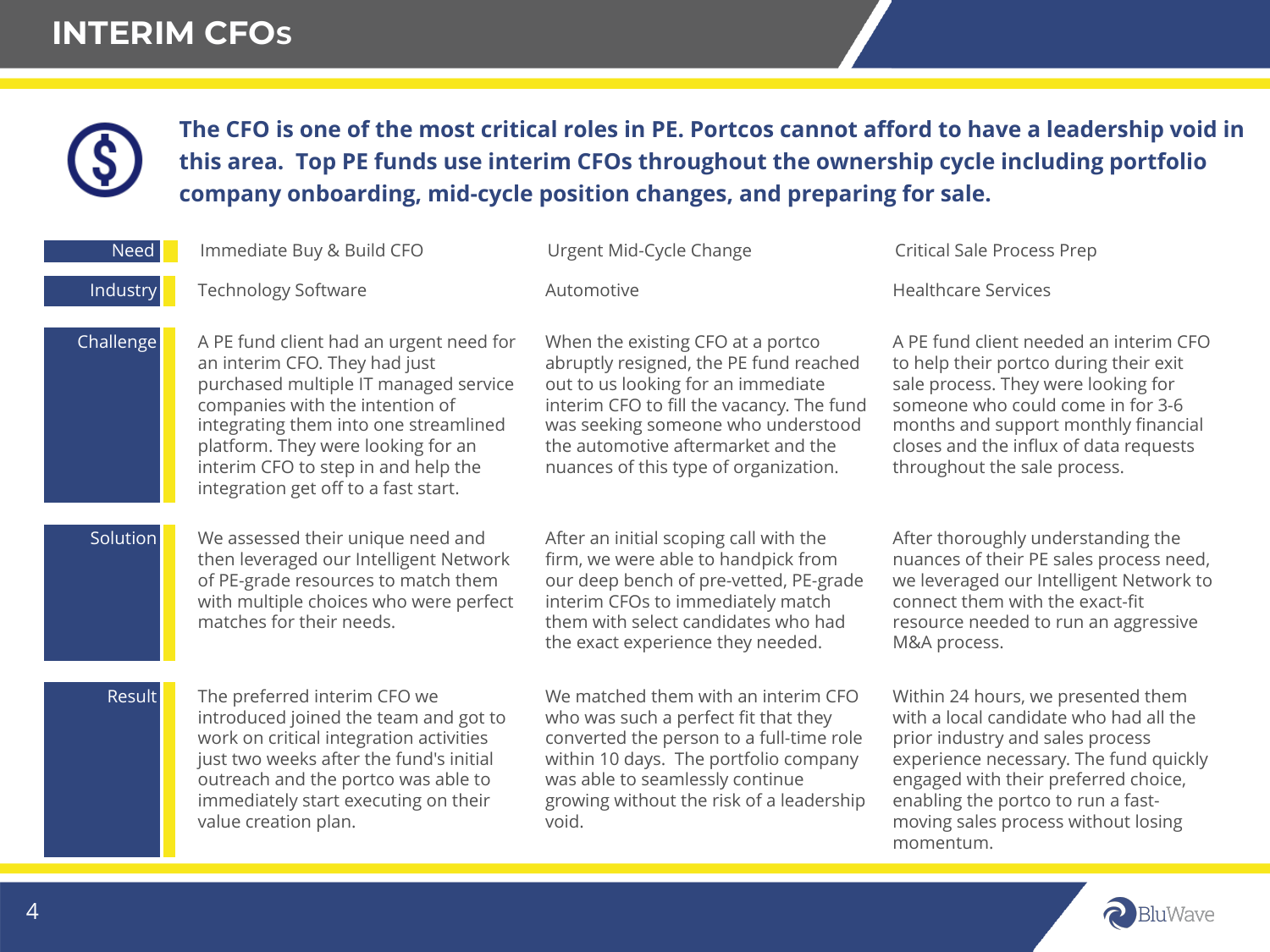# INTERIM CFOs

**The CFO is one of the most critical roles in PE. Portcos cannot afford to have a leadership void in this area. Top PE funds use interim CFOs throughout the ownership cycle including portfolio company onboarding, mid-cycle position changes, and preparing for sale.**

| | | | |
|---|---|---|---|
| Need | Immediate Buy & Build CFO | Urgent Mid-Cycle Change | Critical Sale Process Prep |
| Industry | Technology Software | Automotive | Healthcare Services |
| Challenge | A PE fund client had an urgent need for an interim CFO. They had just purchased multiple IT managed service companies with the intention of integrating them into one streamlined platform. They were looking for an interim CFO to step in and help the integration get off to a fast start. | When the existing CFO at a portco abruptly resigned, the PE fund reached out to us looking for an immediate interim CFO to fill the vacancy. The fund was seeking someone who understood the automotive aftermarket and the nuances of this type of organization. | A PE fund client needed an interim CFO to help their portco during their exit sale process. They were looking for someone who could come in for 3-6 months and support monthly financial closes and the influx of data requests throughout the sale process. |
| Solution | We assessed their unique need and then leveraged our Intelligent Network of PE-grade resources to match them with multiple choices who were perfect matches for their needs. | After an initial scoping call with the firm, we were able to handpick from our deep bench of pre-vetted, PE-grade interim CFOs to immediately match them with select candidates who had the exact experience they needed. | After thoroughly understanding the nuances of their PE sales process need, we leveraged our Intelligent Network to connect them with the exact-fit resource needed to run an aggressive M&A process. |
| Result | The preferred interim CFO we introduced joined the team and got to work on critical integration activities just two weeks after the fund's initial outreach and the portco was able to immediately start executing on their value creation plan. | We matched them with an interim CFO who was such a perfect fit that they converted the person to a full-time role within 10 days. The portfolio company was able to seamlessly continue growing without the risk of a leadership void. | Within 24 hours, we presented them with a local candidate who had all the prior industry and sales process experience necessary. The fund quickly engaged with their preferred choice, enabling the portco to run a fast-moving sales process without losing momentum. |

BluWave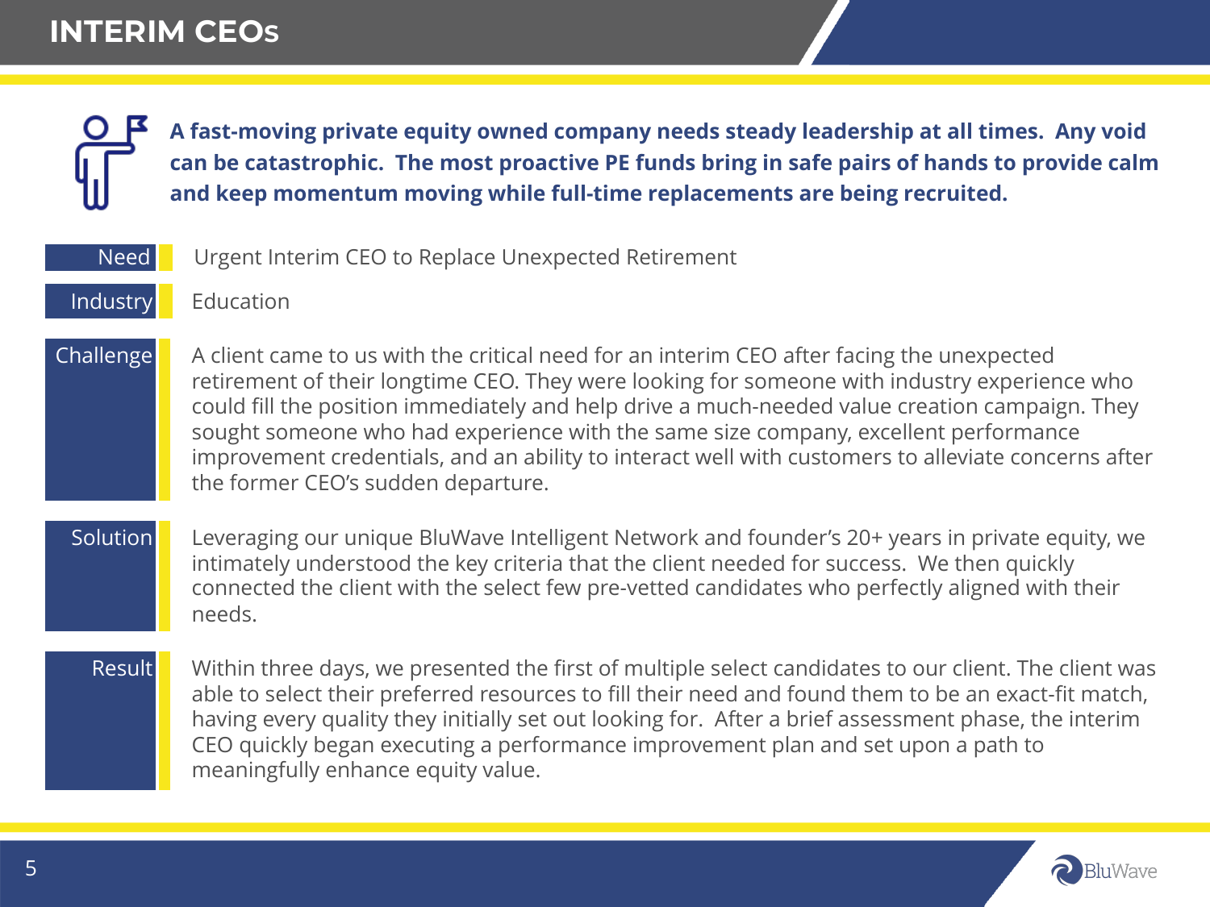# INTERIM CEOs

**A fast-moving private equity owned company needs steady leadership at all times. Any void can be catastrophic. The most proactive PE funds bring in safe pairs of hands to provide calm and keep momentum moving while full-time replacements are being recruited.**

| | |
|---|---|
| **Need** | Urgent Interim CEO to Replace Unexpected Retirement |
| **Industry** | Education |
| **Challenge** | A client came to us with the critical need for an interim CEO after facing the unexpected retirement of their longtime CEO. They were looking for someone with industry experience who could fill the position immediately and help drive a much-needed value creation campaign. They sought someone who had experience with the same size company, excellent performance improvement credentials, and an ability to interact well with customers to alleviate concerns after the former CEO's sudden departure. |
| **Solution** | Leveraging our unique BluWave Intelligent Network and founder's 20+ years in private equity, we intimately understood the key criteria that the client needed for success. We then quickly connected the client with the select few pre-vetted candidates who perfectly aligned with their needs. |
| **Result** | Within three days, we presented the first of multiple select candidates to our client. The client was able to select their preferred resources to fill their need and found them to be an exact-fit match, having every quality they initially set out looking for. After a brief assessment phase, the interim CEO quickly began executing a performance improvement plan and set upon a path to meaningfully enhance equity value. |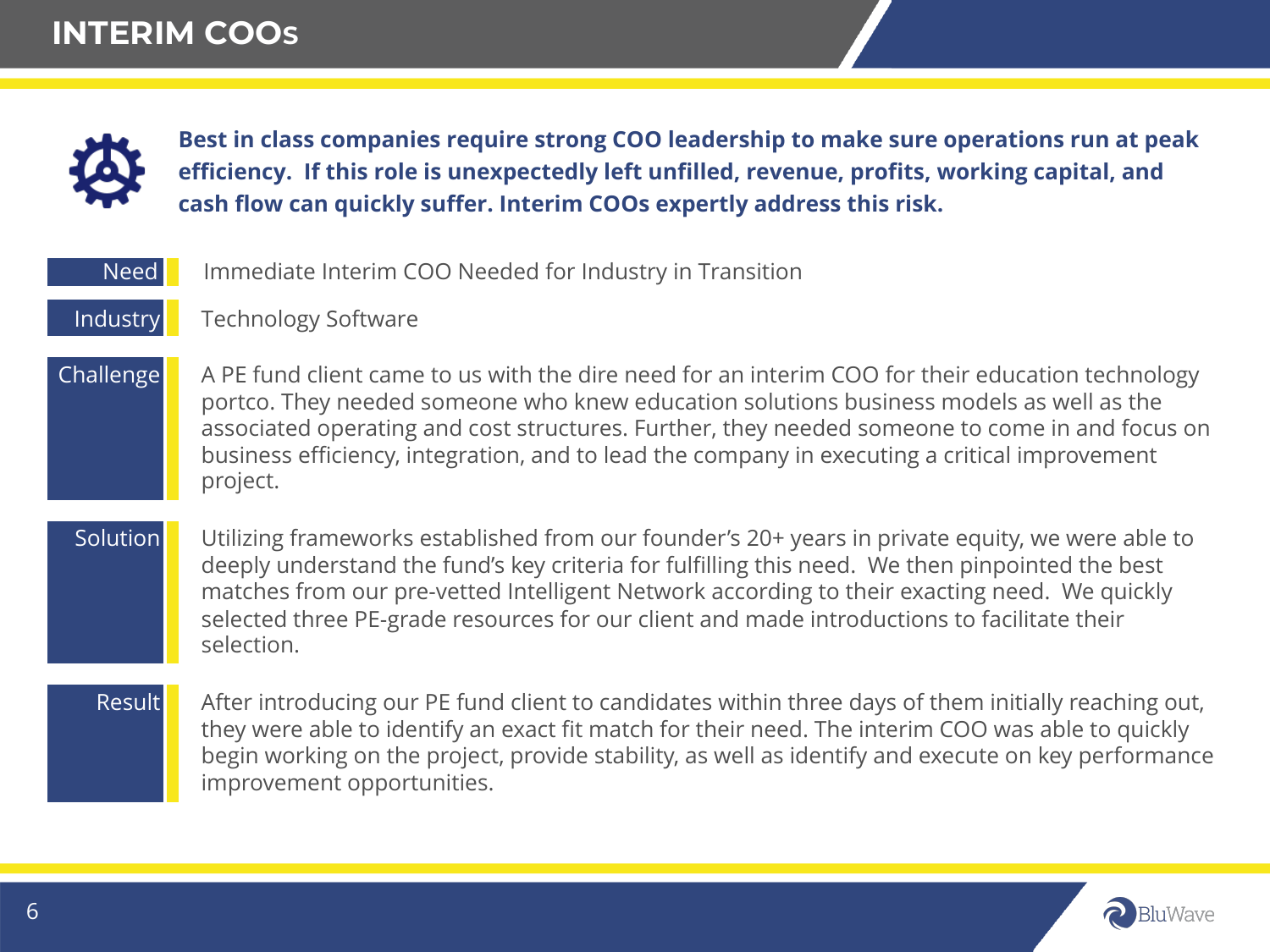# INTERIM COOs

**Best in class companies require strong COO leadership to make sure operations run at peak efficiency. If this role is unexpectedly left unfilled, revenue, profits, working capital, and cash flow can quickly suffer. Interim COOs expertly address this risk.**

**Need**
Immediate Interim COO Needed for Industry in Transition

**Industry**
Technology Software

**Challenge**
A PE fund client came to us with the dire need for an interim COO for their education technology portco. They needed someone who knew education solutions business models as well as the associated operating and cost structures. Further, they needed someone to come in and focus on business efficiency, integration, and to lead the company in executing a critical improvement project.

**Solution**
Utilizing frameworks established from our founder's 20+ years in private equity, we were able to deeply understand the fund's key criteria for fulfilling this need. We then pinpointed the best matches from our pre-vetted Intelligent Network according to their exacting need. We quickly selected three PE-grade resources for our client and made introductions to facilitate their selection.

**Result**
After introducing our PE fund client to candidates within three days of them initially reaching out, they were able to identify an exact fit match for their need. The interim COO was able to quickly begin working on the project, provide stability, as well as identify and execute on key performance improvement opportunities.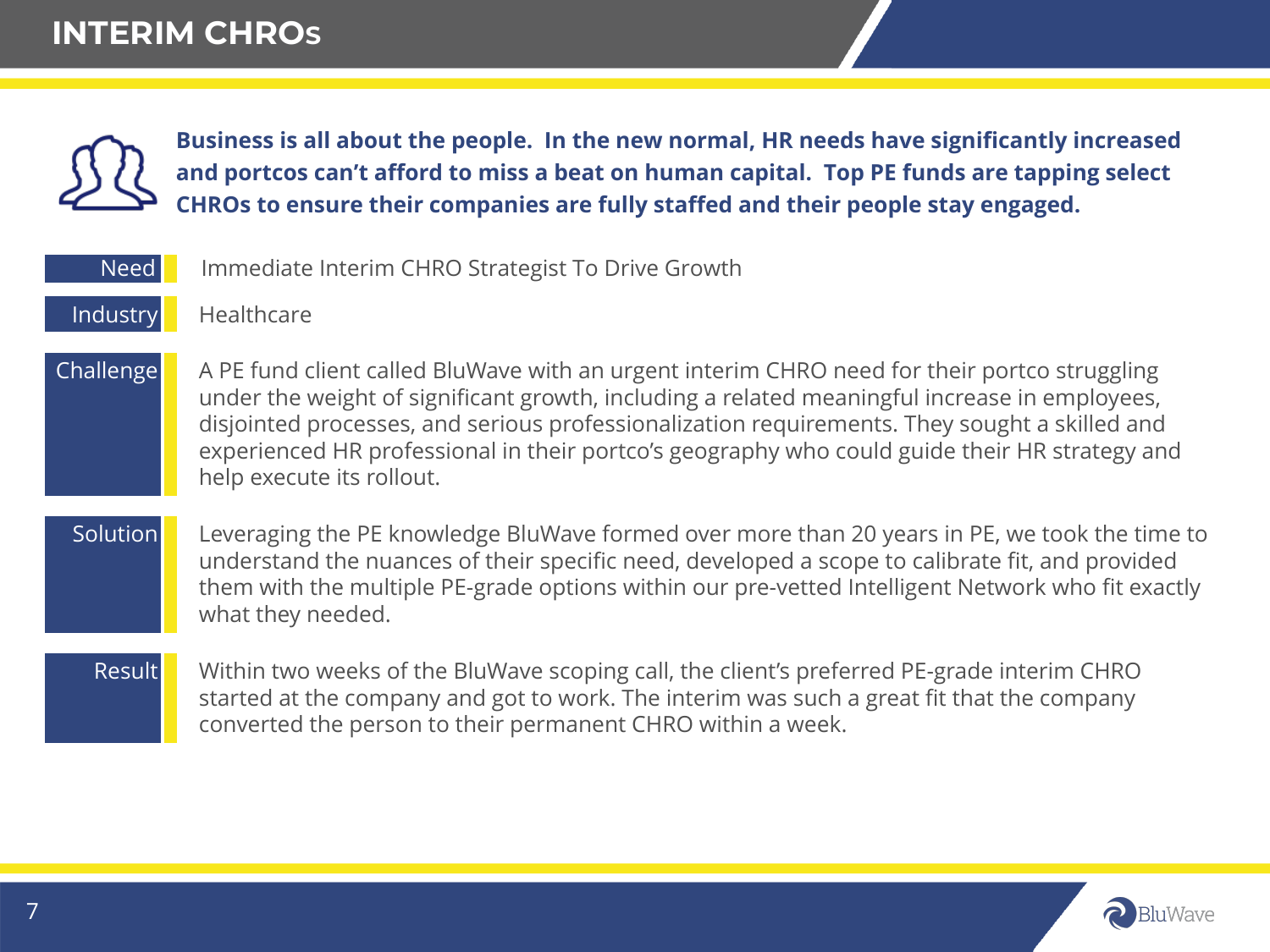# INTERIM CHROs

**Business is all about the people. In the new normal, HR needs have significantly increased and portcos can't afford to miss a beat on human capital. Top PE funds are tapping select CHROs to ensure their companies are fully staffed and their people stay engaged.**

**Need:** Immediate Interim CHRO Strategist To Drive Growth

**Industry:** Healthcare

**Challenge:** A PE fund client called BluWave with an urgent interim CHRO need for their portco struggling under the weight of significant growth, including a related meaningful increase in employees, disjointed processes, and serious professionalization requirements. They sought a skilled and experienced HR professional in their portco's geography who could guide their HR strategy and help execute its rollout.

**Solution:** Leveraging the PE knowledge BluWave formed over more than 20 years in PE, we took the time to understand the nuances of their specific need, developed a scope to calibrate fit, and provided them with the multiple PE-grade options within our pre-vetted Intelligent Network who fit exactly what they needed.

**Result:** Within two weeks of the BluWave scoping call, the client's preferred PE-grade interim CHRO started at the company and got to work. The interim was such a great fit that the company converted the person to their permanent CHRO within a week.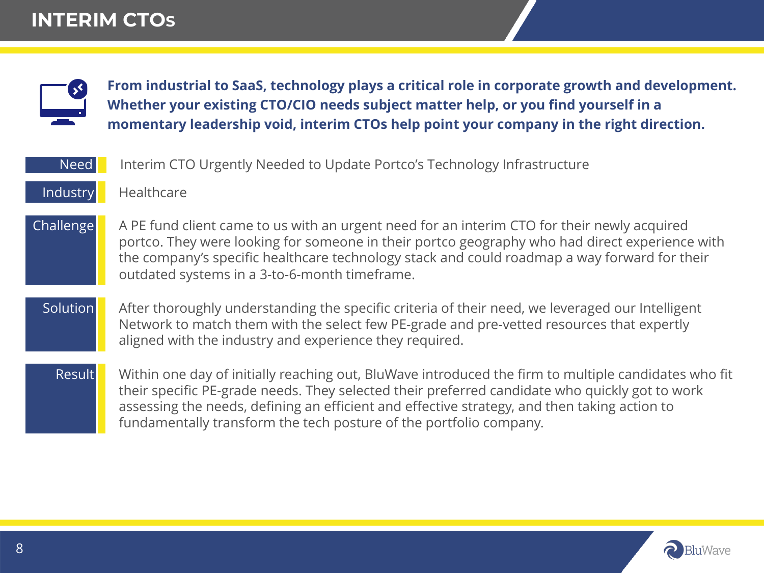# INTERIM CTOs

**From industrial to SaaS, technology plays a critical role in corporate growth and development. Whether your existing CTO/CIO needs subject matter help, or you find yourself in a momentary leadership void, interim CTOs help point your company in the right direction.**

| | |
|---|---|
| Need | Interim CTO Urgently Needed to Update Portco's Technology Infrastructure |
| Industry | Healthcare |
| Challenge | A PE fund client came to us with an urgent need for an interim CTO for their newly acquired portco. They were looking for someone in their portco geography who had direct experience with the company's specific healthcare technology stack and could roadmap a way forward for their outdated systems in a 3-to-6-month timeframe. |
| Solution | After thoroughly understanding the specific criteria of their need, we leveraged our Intelligent Network to match them with the select few PE-grade and pre-vetted resources that expertly aligned with the industry and experience they required. |
| Result | Within one day of initially reaching out, BluWave introduced the firm to multiple candidates who fit their specific PE-grade needs. They selected their preferred candidate who quickly got to work assessing the needs, defining an efficient and effective strategy, and then taking action to fundamentally transform the tech posture of the portfolio company. |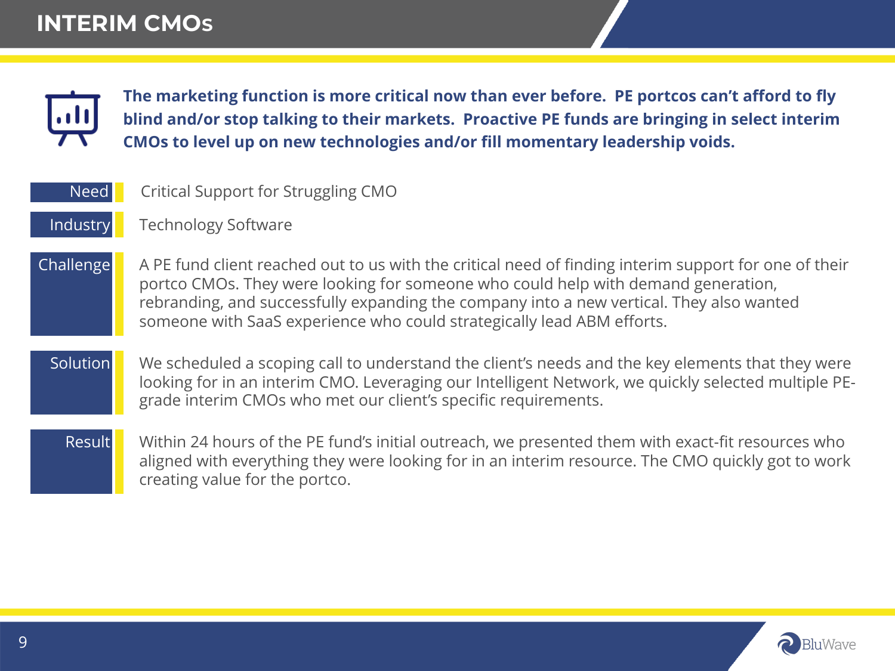# INTERIM CMOs

**The marketing function is more critical now than ever before. PE portcos can't afford to fly blind and/or stop talking to their markets. Proactive PE funds are bringing in select interim CMOs to level up on new technologies and/or fill momentary leadership voids.**

| | |
|---|---|
| Need | Critical Support for Struggling CMO |
| Industry | Technology Software |
| Challenge | A PE fund client reached out to us with the critical need of finding interim support for one of their portco CMOs. They were looking for someone who could help with demand generation, rebranding, and successfully expanding the company into a new vertical. They also wanted someone with SaaS experience who could strategically lead ABM efforts. |
| Solution | We scheduled a scoping call to understand the client's needs and the key elements that they were looking for in an interim CMO. Leveraging our Intelligent Network, we quickly selected multiple PE-grade interim CMOs who met our client's specific requirements. |
| Result | Within 24 hours of the PE fund's initial outreach, we presented them with exact-fit resources who aligned with everything they were looking for in an interim resource. The CMO quickly got to work creating value for the portco. |

BluWave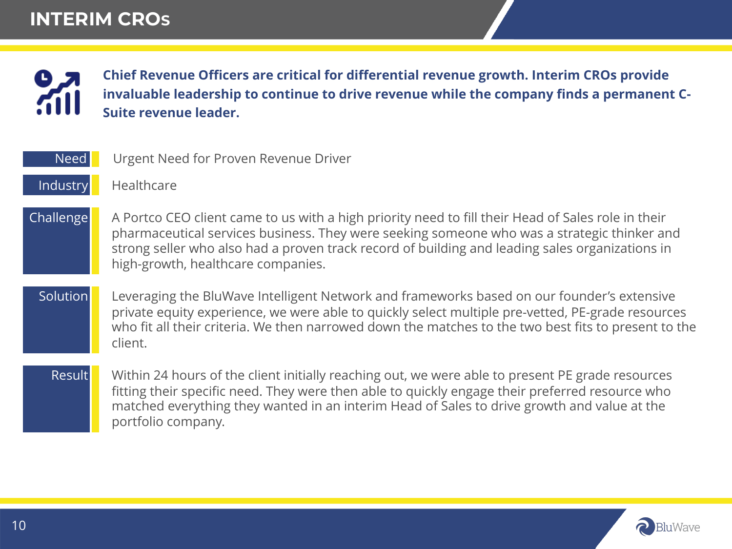# INTERIM CROs

**Chief Revenue Officers are critical for differential revenue growth. Interim CROs provide invaluable leadership to continue to drive revenue while the company finds a permanent C-Suite revenue leader.**

| | |
|---|---|
| **Need** | Urgent Need for Proven Revenue Driver |
| **Industry** | Healthcare |
| **Challenge** | A Portco CEO client came to us with a high priority need to fill their Head of Sales role in their pharmaceutical services business. They were seeking someone who was a strategic thinker and strong seller who also had a proven track record of building and leading sales organizations in high-growth, healthcare companies. |
| **Solution** | Leveraging the BluWave Intelligent Network and frameworks based on our founder's extensive private equity experience, we were able to quickly select multiple pre-vetted, PE-grade resources who fit all their criteria. We then narrowed down the matches to the two best fits to present to the client. |
| **Result** | Within 24 hours of the client initially reaching out, we were able to present PE grade resources fitting their specific need. They were then able to quickly engage their preferred resource who matched everything they wanted in an interim Head of Sales to drive growth and value at the portfolio company. |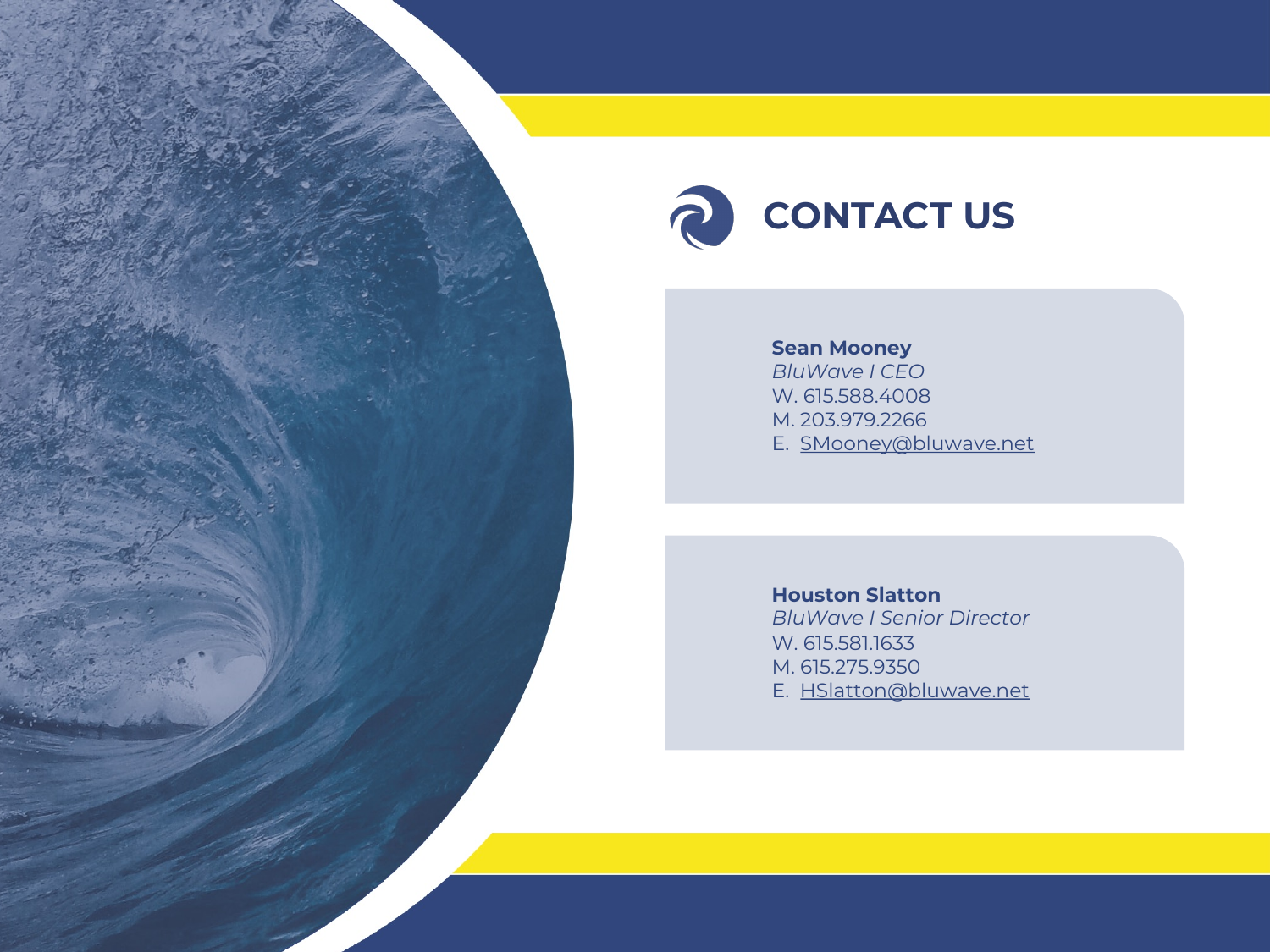# CONTACT US

**Sean Mooney**
*BluWave I CEO*
W. 615.588.4008
M. 203.979.2266
E. SMooney@bluwave.net

**Houston Slatton**
*BluWave I Senior Director*
W. 615.581.1633
M. 615.275.9350
E. HSlatton@bluwave.net